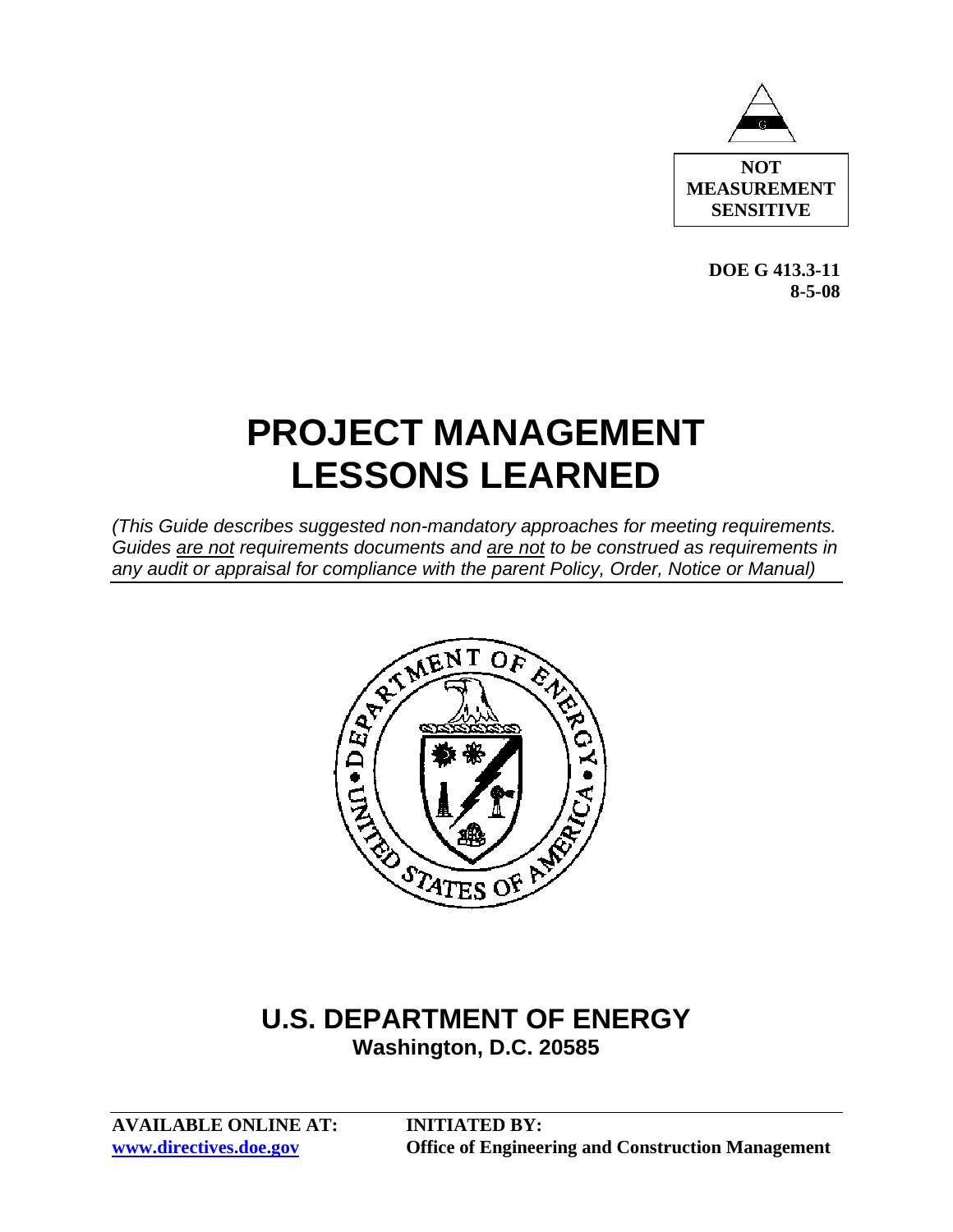**NOT MEASUREMENT SENSITIVE**

**DOE G 413.3-11**
**8-5-08**

# PROJECT MANAGEMENT LESSONS LEARNED

*(This Guide describes suggested non-mandatory approaches for meeting requirements. Guides are not requirements documents and are not to be construed as requirements in any audit or appraisal for compliance with the parent Policy, Order, Notice or Manual)*

## U.S. DEPARTMENT OF ENERGY
**Washington, D.C. 20585**

**AVAILABLE ONLINE AT:** [www.directives.doe.gov](http://www.directives.doe.gov)

**INITIATED BY:** Office of Engineering and Construction Management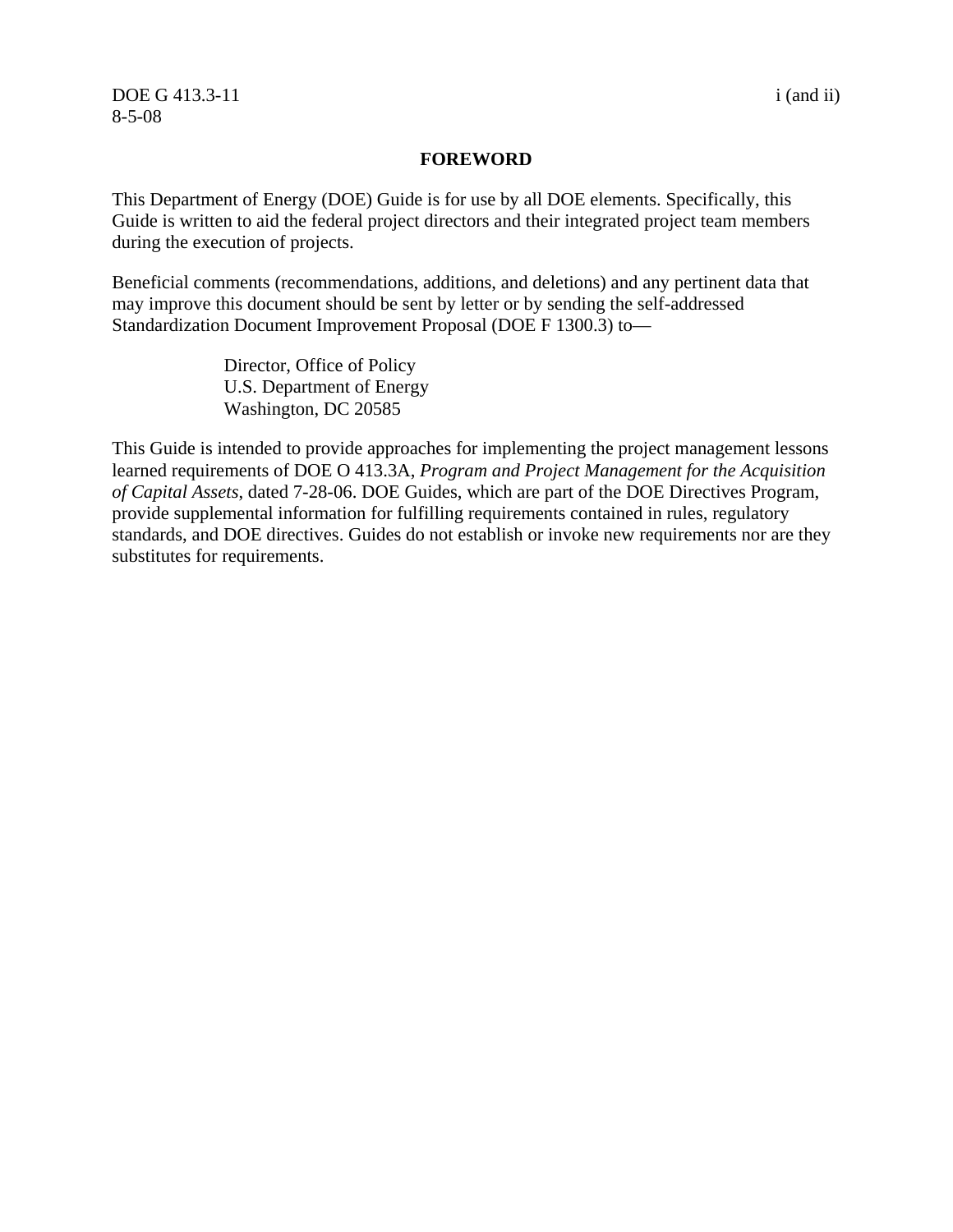## FOREWORD

This Department of Energy (DOE) Guide is for use by all DOE elements. Specifically, this Guide is written to aid the federal project directors and their integrated project team members during the execution of projects.

Beneficial comments (recommendations, additions, and deletions) and any pertinent data that may improve this document should be sent by letter or by sending the self-addressed Standardization Document Improvement Proposal (DOE F 1300.3) to—

> Director, Office of Policy
> U.S. Department of Energy
> Washington, DC 20585

This Guide is intended to provide approaches for implementing the project management lessons learned requirements of DOE O 413.3A, *Program and Project Management for the Acquisition of Capital Assets*, dated 7-28-06. DOE Guides, which are part of the DOE Directives Program, provide supplemental information for fulfilling requirements contained in rules, regulatory standards, and DOE directives. Guides do not establish or invoke new requirements nor are they substitutes for requirements.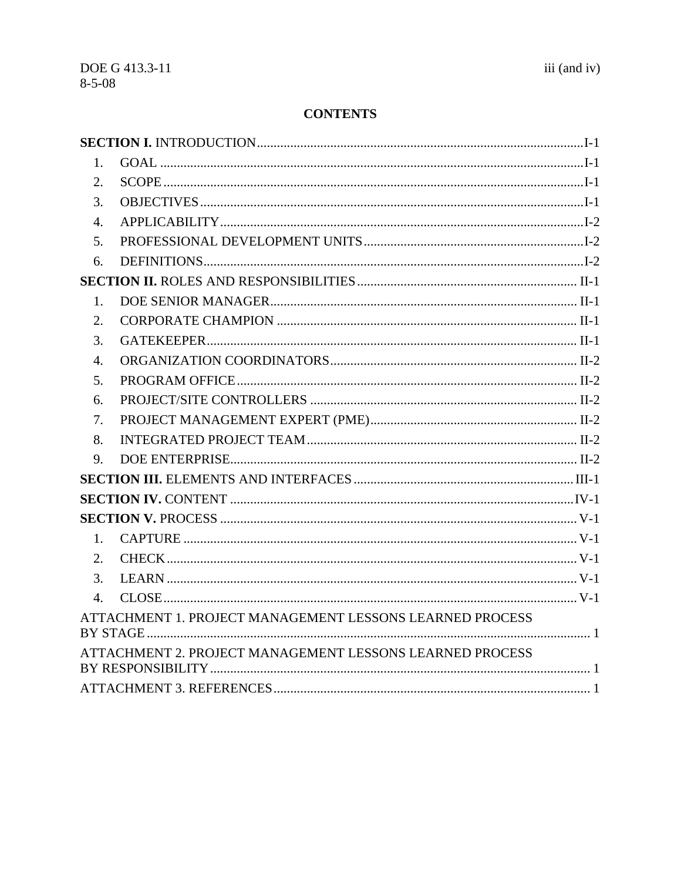# CONTENTS

**SECTION I.** INTRODUCTION ..... I-1

1. GOAL ..... I-1
2. SCOPE ..... I-1
3. OBJECTIVES ..... I-1
4. APPLICABILITY ..... I-2
5. PROFESSIONAL DEVELOPMENT UNITS ..... I-2
6. DEFINITIONS ..... I-2

**SECTION II.** ROLES AND RESPONSIBILITIES ..... II-1

1. DOE SENIOR MANAGER ..... II-1
2. CORPORATE CHAMPION ..... II-1
3. GATEKEEPER ..... II-1
4. ORGANIZATION COORDINATORS ..... II-2
5. PROGRAM OFFICE ..... II-2
6. PROJECT/SITE CONTROLLERS ..... II-2
7. PROJECT MANAGEMENT EXPERT (PME) ..... II-2
8. INTEGRATED PROJECT TEAM ..... II-2
9. DOE ENTERPRISE ..... II-2

**SECTION III.** ELEMENTS AND INTERFACES ..... III-1

**SECTION IV.** CONTENT ..... IV-1

**SECTION V.** PROCESS ..... V-1

1. CAPTURE ..... V-1
2. CHECK ..... V-1
3. LEARN ..... V-1
4. CLOSE ..... V-1

ATTACHMENT 1. PROJECT MANAGEMENT LESSONS LEARNED PROCESS BY STAGE ..... 1

ATTACHMENT 2. PROJECT MANAGEMENT LESSONS LEARNED PROCESS BY RESPONSIBILITY ..... 1

ATTACHMENT 3. REFERENCES ..... 1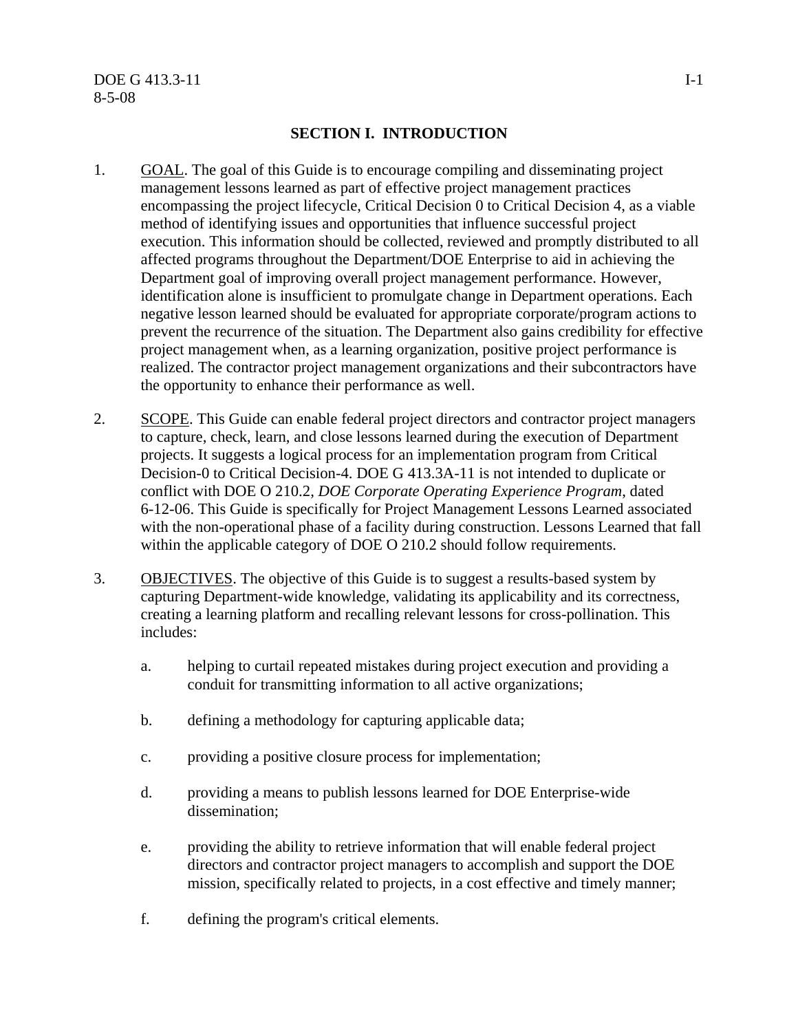## SECTION I. INTRODUCTION

1. GOAL. The goal of this Guide is to encourage compiling and disseminating project management lessons learned as part of effective project management practices encompassing the project lifecycle, Critical Decision 0 to Critical Decision 4, as a viable method of identifying issues and opportunities that influence successful project execution. This information should be collected, reviewed and promptly distributed to all affected programs throughout the Department/DOE Enterprise to aid in achieving the Department goal of improving overall project management performance. However, identification alone is insufficient to promulgate change in Department operations. Each negative lesson learned should be evaluated for appropriate corporate/program actions to prevent the recurrence of the situation. The Department also gains credibility for effective project management when, as a learning organization, positive project performance is realized. The contractor project management organizations and their subcontractors have the opportunity to enhance their performance as well.

2. SCOPE. This Guide can enable federal project directors and contractor project managers to capture, check, learn, and close lessons learned during the execution of Department projects. It suggests a logical process for an implementation program from Critical Decision-0 to Critical Decision-4. DOE G 413.3A-11 is not intended to duplicate or conflict with DOE O 210.2, *DOE Corporate Operating Experience Program*, dated 6-12-06. This Guide is specifically for Project Management Lessons Learned associated with the non-operational phase of a facility during construction. Lessons Learned that fall within the applicable category of DOE O 210.2 should follow requirements.

3. OBJECTIVES. The objective of this Guide is to suggest a results-based system by capturing Department-wide knowledge, validating its applicability and its correctness, creating a learning platform and recalling relevant lessons for cross-pollination. This includes:

    a. helping to curtail repeated mistakes during project execution and providing a conduit for transmitting information to all active organizations;

    b. defining a methodology for capturing applicable data;

    c. providing a positive closure process for implementation;

    d. providing a means to publish lessons learned for DOE Enterprise-wide dissemination;

    e. providing the ability to retrieve information that will enable federal project directors and contractor project managers to accomplish and support the DOE mission, specifically related to projects, in a cost effective and timely manner;

    f. defining the program's critical elements.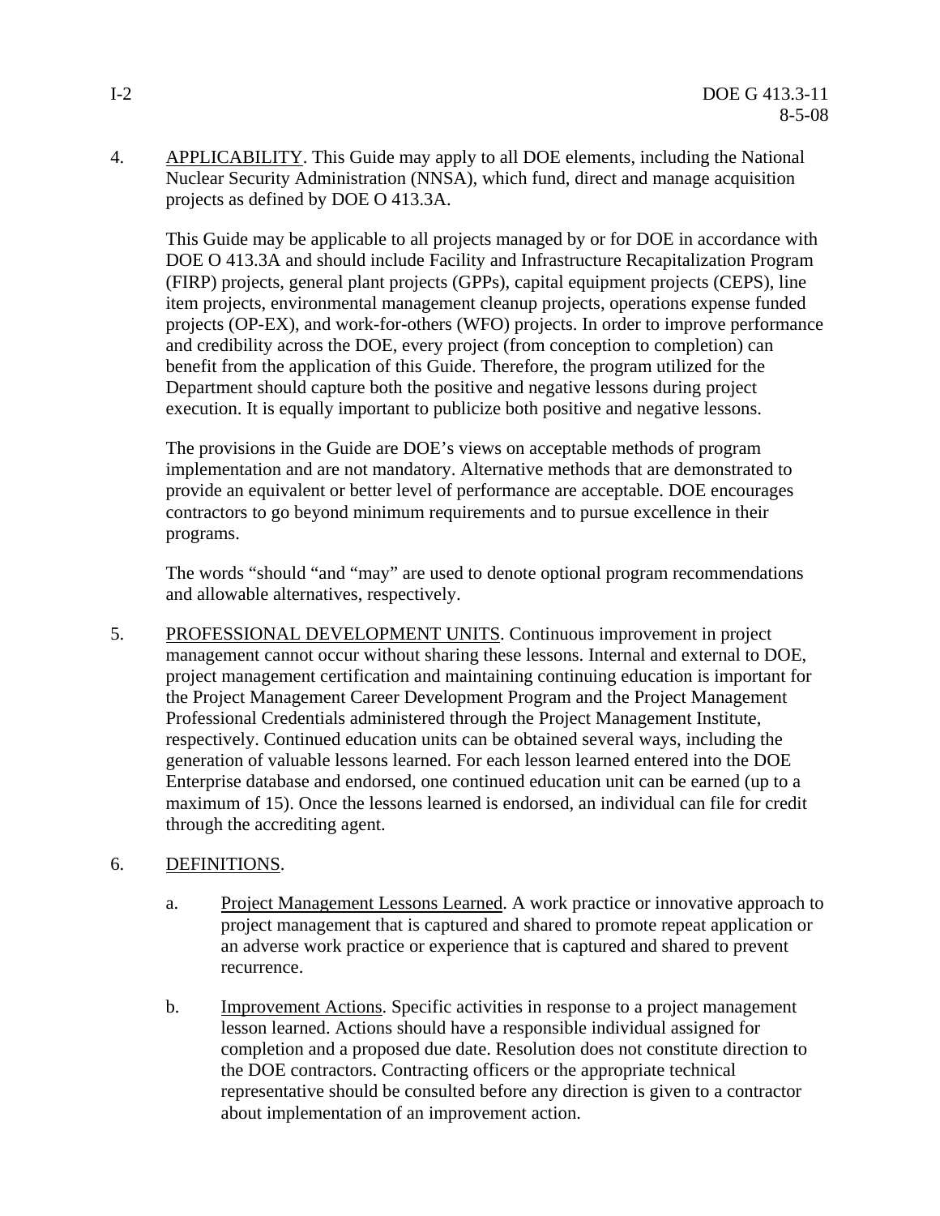4. APPLICABILITY. This Guide may apply to all DOE elements, including the National Nuclear Security Administration (NNSA), which fund, direct and manage acquisition projects as defined by DOE O 413.3A.

   This Guide may be applicable to all projects managed by or for DOE in accordance with DOE O 413.3A and should include Facility and Infrastructure Recapitalization Program (FIRP) projects, general plant projects (GPPs), capital equipment projects (CEPS), line item projects, environmental management cleanup projects, operations expense funded projects (OP-EX), and work-for-others (WFO) projects. In order to improve performance and credibility across the DOE, every project (from conception to completion) can benefit from the application of this Guide. Therefore, the program utilized for the Department should capture both the positive and negative lessons during project execution. It is equally important to publicize both positive and negative lessons.

   The provisions in the Guide are DOE's views on acceptable methods of program implementation and are not mandatory. Alternative methods that are demonstrated to provide an equivalent or better level of performance are acceptable. DOE encourages contractors to go beyond minimum requirements and to pursue excellence in their programs.

   The words "should "and "may" are used to denote optional program recommendations and allowable alternatives, respectively.

5. PROFESSIONAL DEVELOPMENT UNITS. Continuous improvement in project management cannot occur without sharing these lessons. Internal and external to DOE, project management certification and maintaining continuing education is important for the Project Management Career Development Program and the Project Management Professional Credentials administered through the Project Management Institute, respectively. Continued education units can be obtained several ways, including the generation of valuable lessons learned. For each lesson learned entered into the DOE Enterprise database and endorsed, one continued education unit can be earned (up to a maximum of 15). Once the lessons learned is endorsed, an individual can file for credit through the accrediting agent.

6. DEFINITIONS.

   a. Project Management Lessons Learned. A work practice or innovative approach to project management that is captured and shared to promote repeat application or an adverse work practice or experience that is captured and shared to prevent recurrence.

   b. Improvement Actions. Specific activities in response to a project management lesson learned. Actions should have a responsible individual assigned for completion and a proposed due date. Resolution does not constitute direction to the DOE contractors. Contracting officers or the appropriate technical representative should be consulted before any direction is given to a contractor about implementation of an improvement action.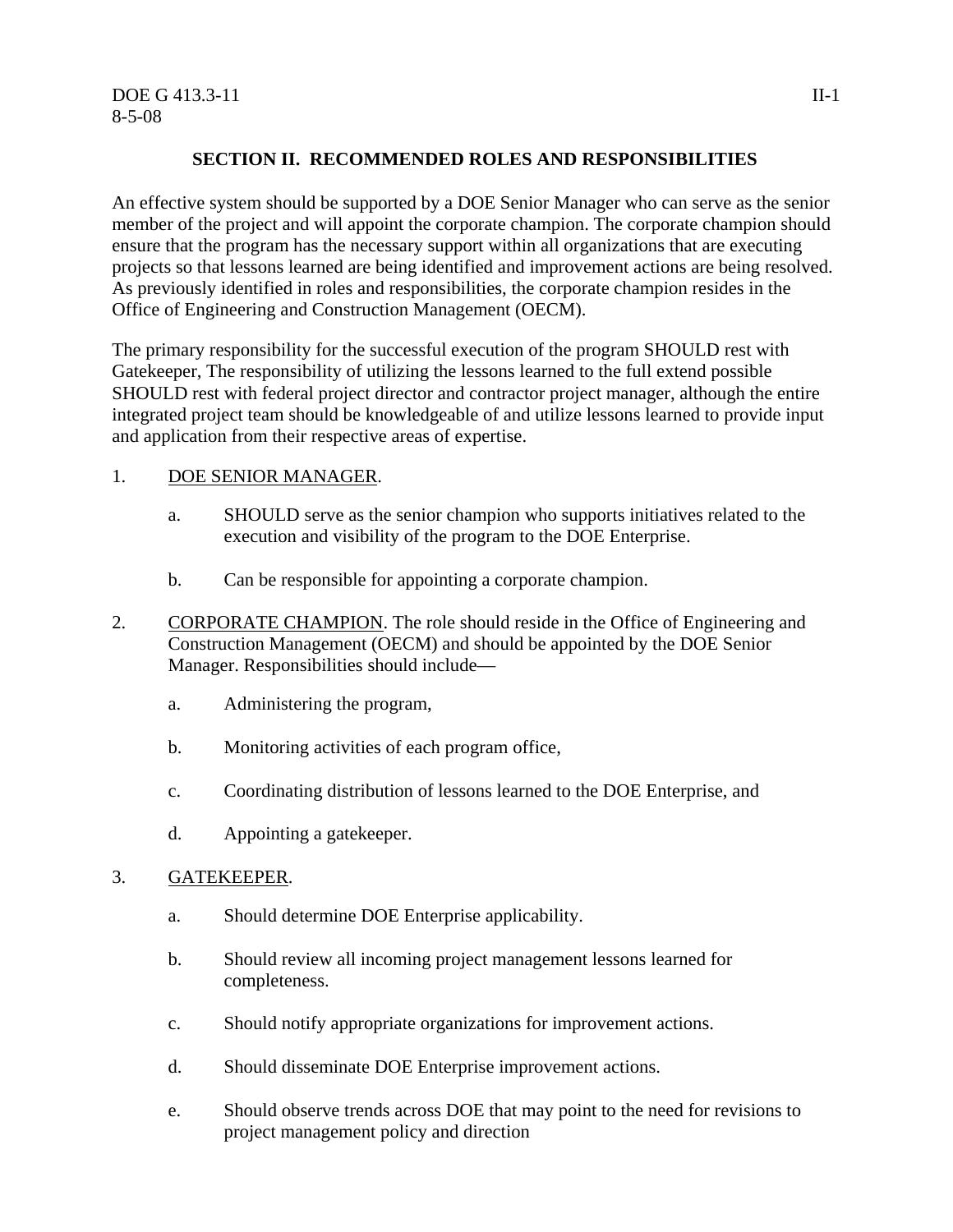## SECTION II. RECOMMENDED ROLES AND RESPONSIBILITIES

An effective system should be supported by a DOE Senior Manager who can serve as the senior member of the project and will appoint the corporate champion. The corporate champion should ensure that the program has the necessary support within all organizations that are executing projects so that lessons learned are being identified and improvement actions are being resolved. As previously identified in roles and responsibilities, the corporate champion resides in the Office of Engineering and Construction Management (OECM).

The primary responsibility for the successful execution of the program SHOULD rest with Gatekeeper, The responsibility of utilizing the lessons learned to the full extend possible SHOULD rest with federal project director and contractor project manager, although the entire integrated project team should be knowledgeable of and utilize lessons learned to provide input and application from their respective areas of expertise.

1. DOE SENIOR MANAGER.

   a. SHOULD serve as the senior champion who supports initiatives related to the execution and visibility of the program to the DOE Enterprise.

   b. Can be responsible for appointing a corporate champion.

2. CORPORATE CHAMPION. The role should reside in the Office of Engineering and Construction Management (OECM) and should be appointed by the DOE Senior Manager. Responsibilities should include—

   a. Administering the program,

   b. Monitoring activities of each program office,

   c. Coordinating distribution of lessons learned to the DOE Enterprise, and

   d. Appointing a gatekeeper.

3. GATEKEEPER.

   a. Should determine DOE Enterprise applicability.

   b. Should review all incoming project management lessons learned for completeness.

   c. Should notify appropriate organizations for improvement actions.

   d. Should disseminate DOE Enterprise improvement actions.

   e. Should observe trends across DOE that may point to the need for revisions to project management policy and direction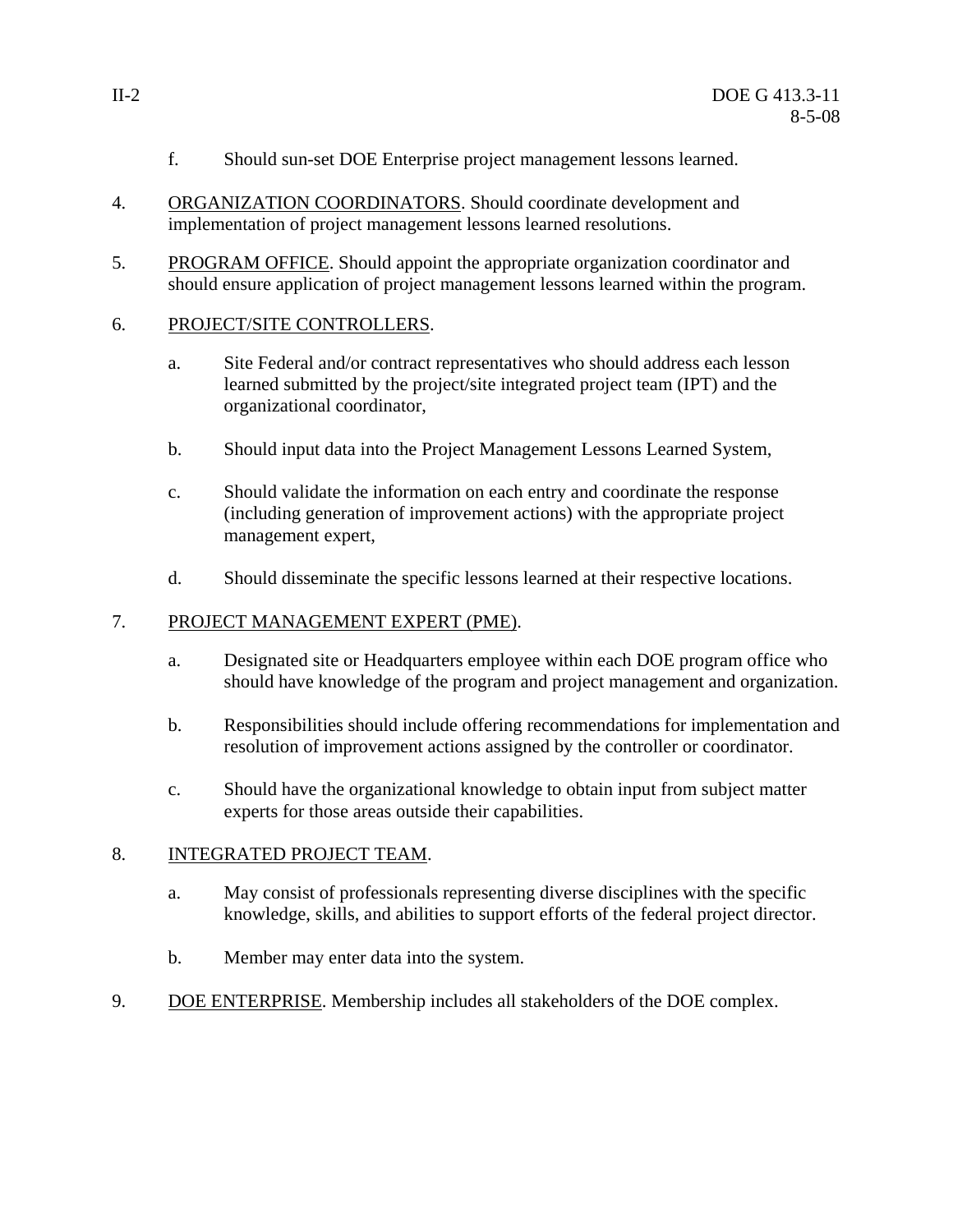f. Should sun-set DOE Enterprise project management lessons learned.

4. ORGANIZATION COORDINATORS. Should coordinate development and implementation of project management lessons learned resolutions.

5. PROGRAM OFFICE. Should appoint the appropriate organization coordinator and should ensure application of project management lessons learned within the program.

6. PROJECT/SITE CONTROLLERS.

   a. Site Federal and/or contract representatives who should address each lesson learned submitted by the project/site integrated project team (IPT) and the organizational coordinator,

   b. Should input data into the Project Management Lessons Learned System,

   c. Should validate the information on each entry and coordinate the response (including generation of improvement actions) with the appropriate project management expert,

   d. Should disseminate the specific lessons learned at their respective locations.

7. PROJECT MANAGEMENT EXPERT (PME).

   a. Designated site or Headquarters employee within each DOE program office who should have knowledge of the program and project management and organization.

   b. Responsibilities should include offering recommendations for implementation and resolution of improvement actions assigned by the controller or coordinator.

   c. Should have the organizational knowledge to obtain input from subject matter experts for those areas outside their capabilities.

8. INTEGRATED PROJECT TEAM.

   a. May consist of professionals representing diverse disciplines with the specific knowledge, skills, and abilities to support efforts of the federal project director.

   b. Member may enter data into the system.

9. DOE ENTERPRISE. Membership includes all stakeholders of the DOE complex.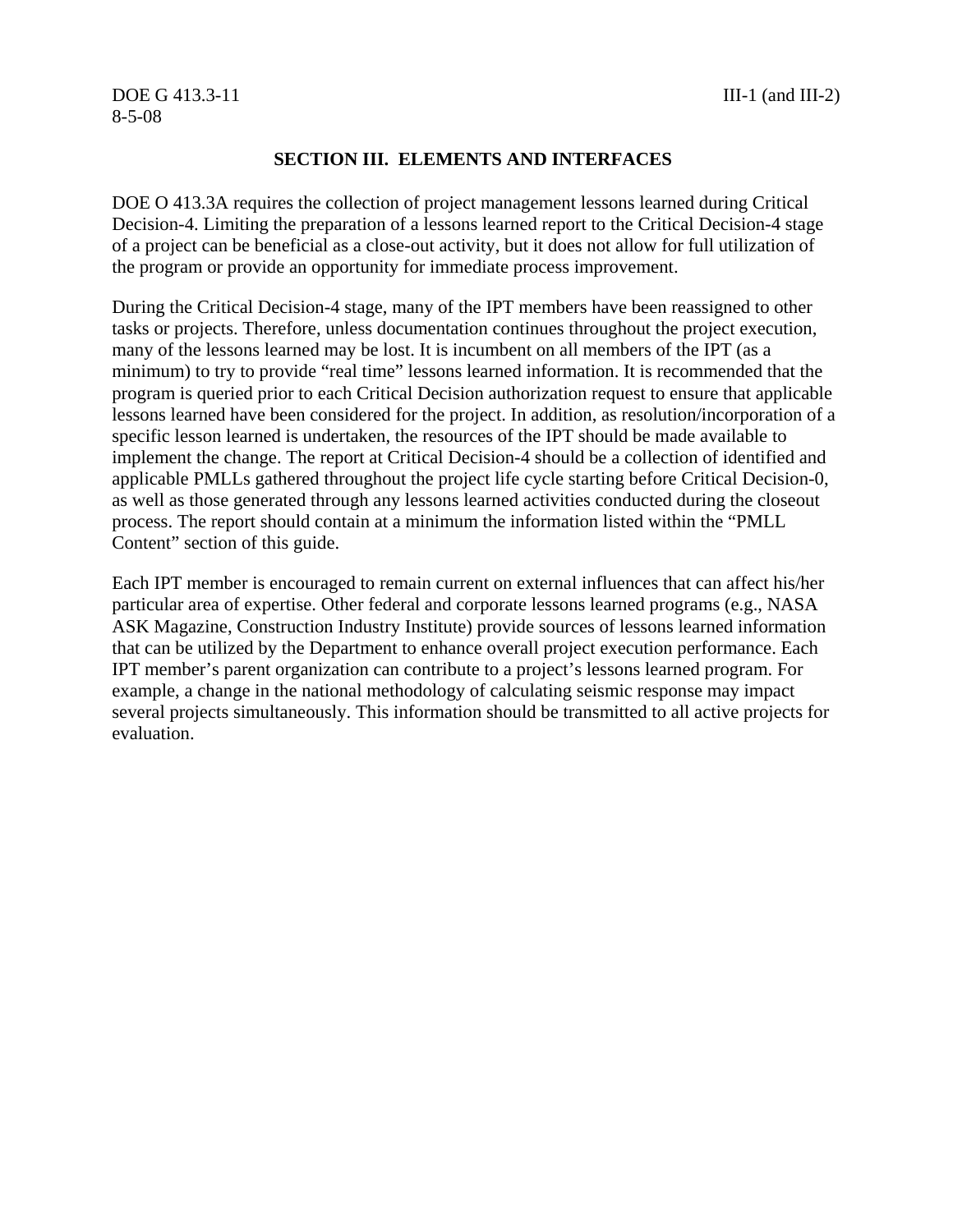## SECTION III. ELEMENTS AND INTERFACES

DOE O 413.3A requires the collection of project management lessons learned during Critical Decision-4. Limiting the preparation of a lessons learned report to the Critical Decision-4 stage of a project can be beneficial as a close-out activity, but it does not allow for full utilization of the program or provide an opportunity for immediate process improvement.

During the Critical Decision-4 stage, many of the IPT members have been reassigned to other tasks or projects. Therefore, unless documentation continues throughout the project execution, many of the lessons learned may be lost. It is incumbent on all members of the IPT (as a minimum) to try to provide "real time" lessons learned information. It is recommended that the program is queried prior to each Critical Decision authorization request to ensure that applicable lessons learned have been considered for the project. In addition, as resolution/incorporation of a specific lesson learned is undertaken, the resources of the IPT should be made available to implement the change. The report at Critical Decision-4 should be a collection of identified and applicable PMLLs gathered throughout the project life cycle starting before Critical Decision-0, as well as those generated through any lessons learned activities conducted during the closeout process. The report should contain at a minimum the information listed within the "PMLL Content" section of this guide.

Each IPT member is encouraged to remain current on external influences that can affect his/her particular area of expertise. Other federal and corporate lessons learned programs (e.g., NASA ASK Magazine, Construction Industry Institute) provide sources of lessons learned information that can be utilized by the Department to enhance overall project execution performance. Each IPT member's parent organization can contribute to a project's lessons learned program. For example, a change in the national methodology of calculating seismic response may impact several projects simultaneously. This information should be transmitted to all active projects for evaluation.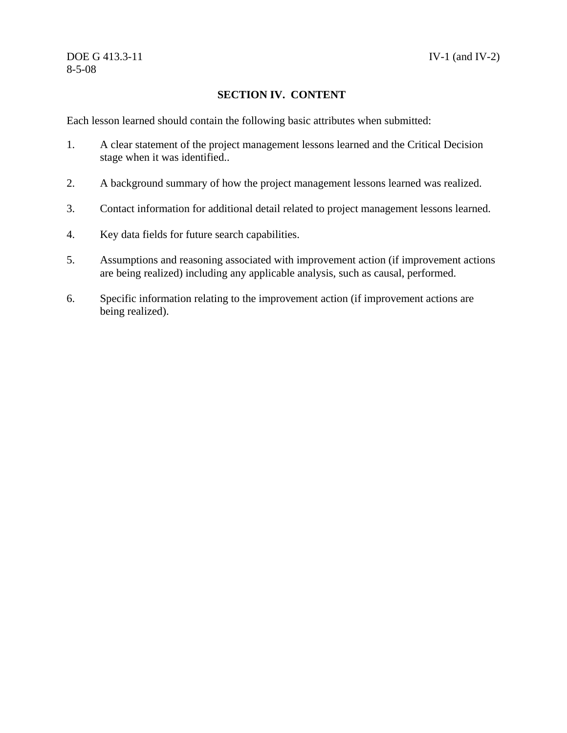## SECTION IV. CONTENT

Each lesson learned should contain the following basic attributes when submitted:

1. A clear statement of the project management lessons learned and the Critical Decision stage when it was identified..

2. A background summary of how the project management lessons learned was realized.

3. Contact information for additional detail related to project management lessons learned.

4. Key data fields for future search capabilities.

5. Assumptions and reasoning associated with improvement action (if improvement actions are being realized) including any applicable analysis, such as causal, performed.

6. Specific information relating to the improvement action (if improvement actions are being realized).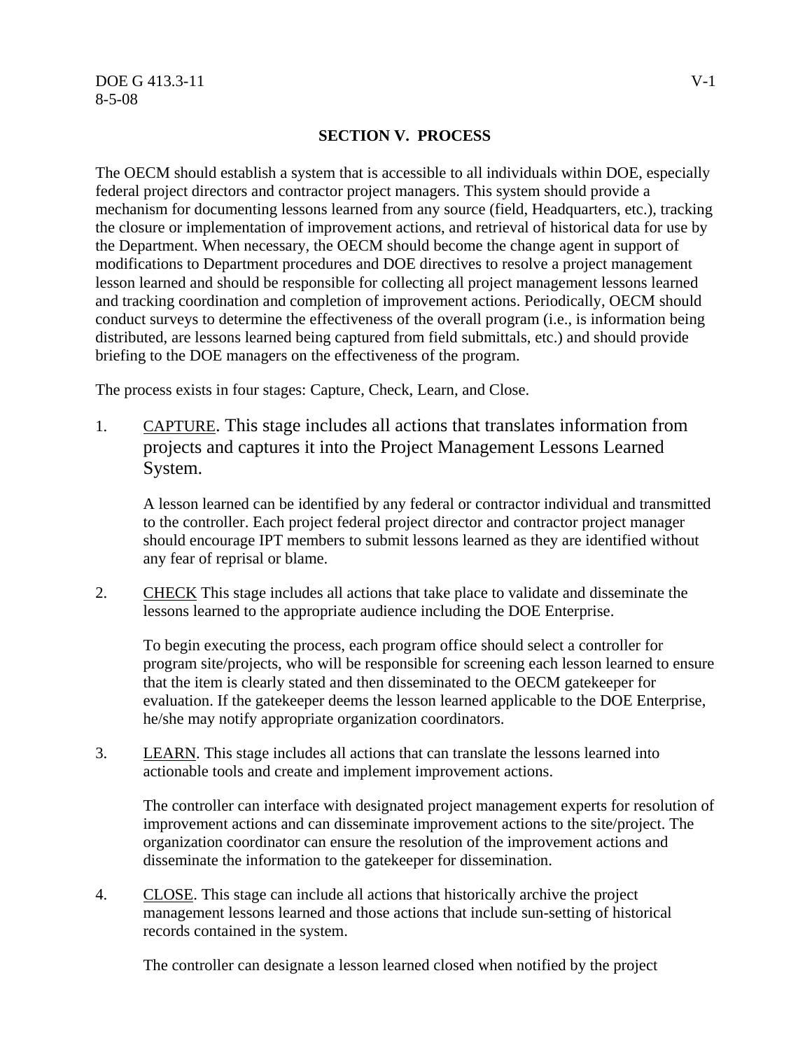## SECTION V. PROCESS

The OECM should establish a system that is accessible to all individuals within DOE, especially federal project directors and contractor project managers. This system should provide a mechanism for documenting lessons learned from any source (field, Headquarters, etc.), tracking the closure or implementation of improvement actions, and retrieval of historical data for use by the Department. When necessary, the OECM should become the change agent in support of modifications to Department procedures and DOE directives to resolve a project management lesson learned and should be responsible for collecting all project management lessons learned and tracking coordination and completion of improvement actions. Periodically, OECM should conduct surveys to determine the effectiveness of the overall program (i.e., is information being distributed, are lessons learned being captured from field submittals, etc.) and should provide briefing to the DOE managers on the effectiveness of the program.

The process exists in four stages: Capture, Check, Learn, and Close.

1. CAPTURE. This stage includes all actions that translates information from projects and captures it into the Project Management Lessons Learned System.

   A lesson learned can be identified by any federal or contractor individual and transmitted to the controller. Each project federal project director and contractor project manager should encourage IPT members to submit lessons learned as they are identified without any fear of reprisal or blame.

2. CHECK This stage includes all actions that take place to validate and disseminate the lessons learned to the appropriate audience including the DOE Enterprise.

   To begin executing the process, each program office should select a controller for program site/projects, who will be responsible for screening each lesson learned to ensure that the item is clearly stated and then disseminated to the OECM gatekeeper for evaluation. If the gatekeeper deems the lesson learned applicable to the DOE Enterprise, he/she may notify appropriate organization coordinators.

3. LEARN. This stage includes all actions that can translate the lessons learned into actionable tools and create and implement improvement actions.

   The controller can interface with designated project management experts for resolution of improvement actions and can disseminate improvement actions to the site/project. The organization coordinator can ensure the resolution of the improvement actions and disseminate the information to the gatekeeper for dissemination.

4. CLOSE. This stage can include all actions that historically archive the project management lessons learned and those actions that include sun-setting of historical records contained in the system.

   The controller can designate a lesson learned closed when notified by the project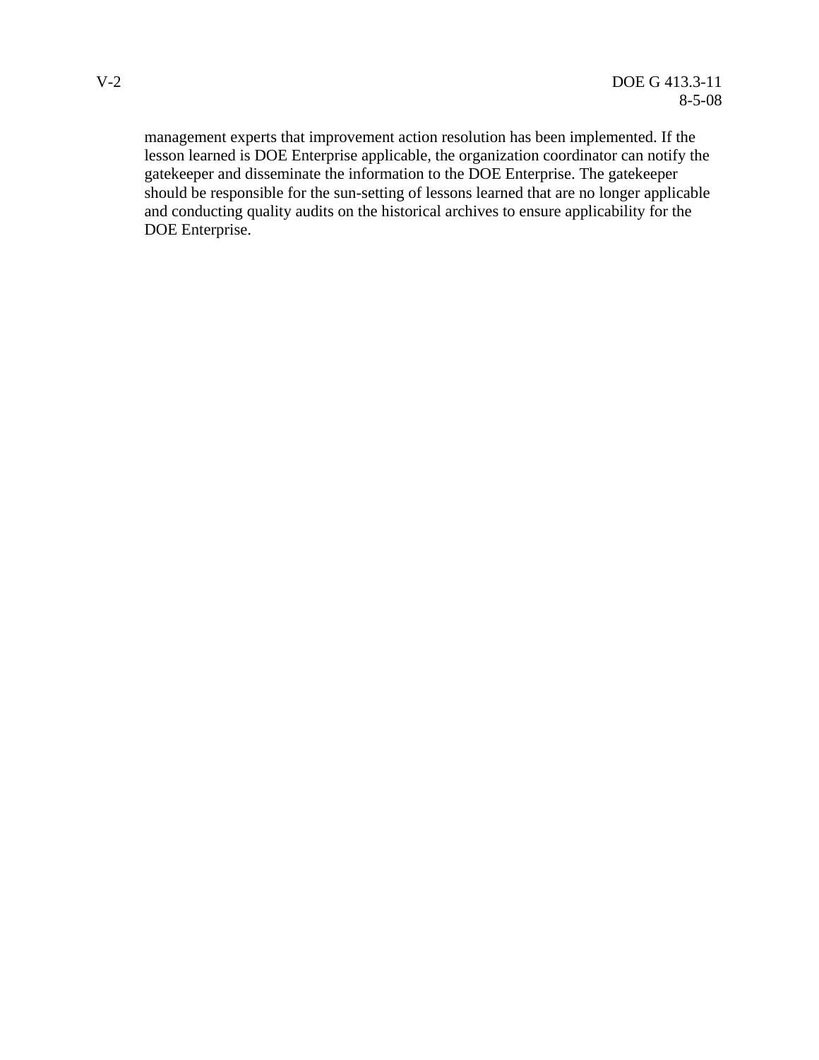management experts that improvement action resolution has been implemented. If the lesson learned is DOE Enterprise applicable, the organization coordinator can notify the gatekeeper and disseminate the information to the DOE Enterprise. The gatekeeper should be responsible for the sun-setting of lessons learned that are no longer applicable and conducting quality audits on the historical archives to ensure applicability for the DOE Enterprise.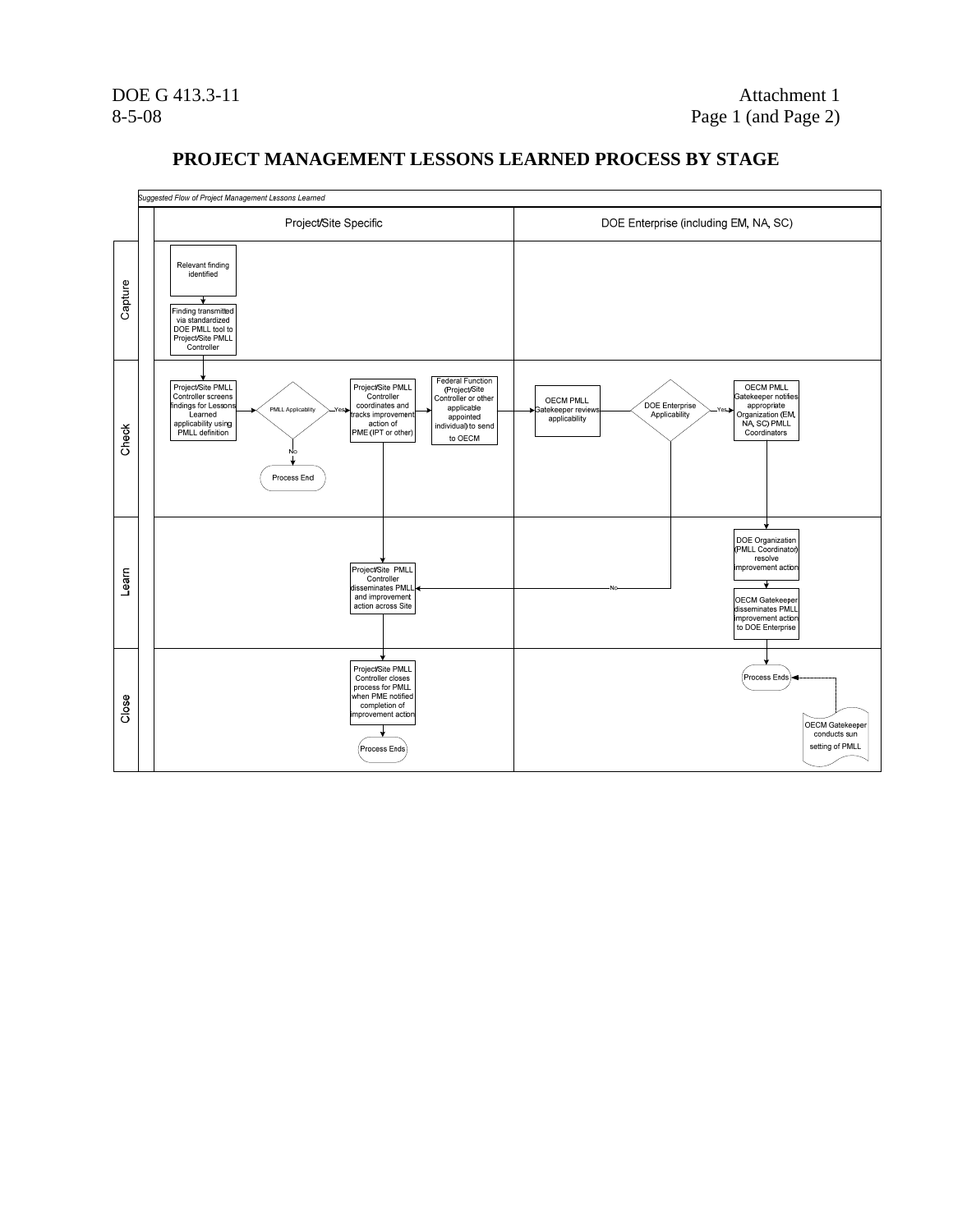# PROJECT MANAGEMENT LESSONS LEARNED PROCESS BY STAGE

*Suggested Flow of Project Management Lessons Learned*

| | Project/Site Specific | DOE Enterprise (including EM, NA, SC) |
|---|---|---|
| **Capture** | Relevant finding identified → Finding transmitted via standardized DOE PMLL tool to Project/Site PMLL Controller | |
| **Check** | Project/Site PMLL Controller screens findings for Lessons Learned applicability using PMLL definition → PMLL Applicability (No → Process End; Yes →) Project/Site PMLL Controller coordinates and tracks improvement action of PME (IPT or other) → Federal Function (Project/Site Controller or other applicable appointed individual) to send to OECM | → OECM PMLL Gatekeeper reviews applicability → DOE Enterprise Applicability (Yes →) OECM PMLL Gatekeeper notifies appropriate Organization (EM, NA, SC) PMLL Coordinators |
| **Learn** | Project/Site PMLL Controller disseminates PMLL and improvement action across Site | DOE Enterprise Applicability (No → Project/Site PMLL Controller disseminates PMLL and improvement action across Site); DOE Organization (PMLL Coordinator) resolve improvement action → OECM Gatekeeper disseminates PMLL improvement action to DOE Enterprise |
| **Close** | Project/Site PMLL Controller closes process for PMLL when PME notified completion of improvement action → Process Ends | Process Ends ← OECM Gatekeeper conducts sun setting of PMLL |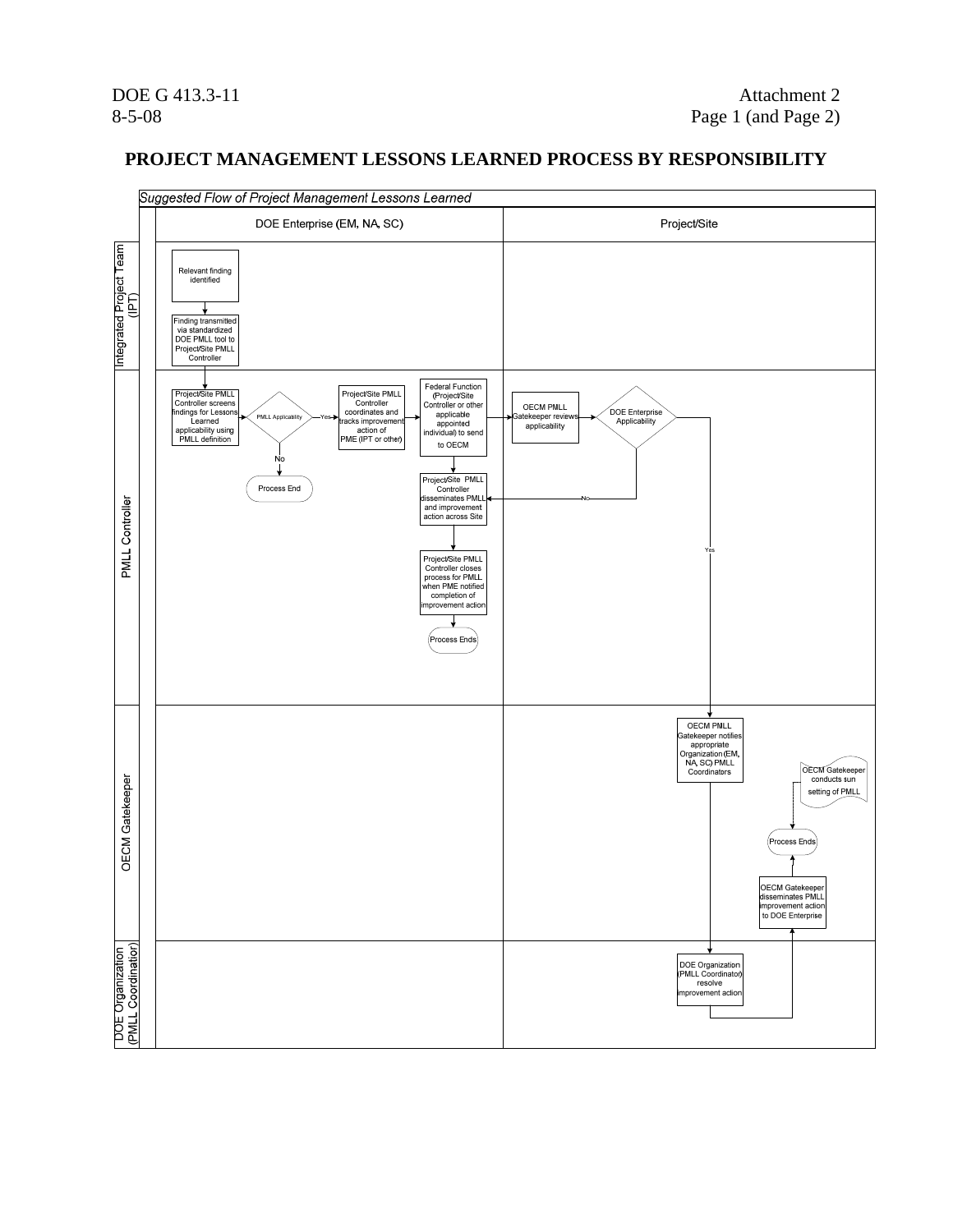# PROJECT MANAGEMENT LESSONS LEARNED PROCESS BY RESPONSIBILITY

*Suggested Flow of Project Management Lessons Learned*

| | DOE Enterprise (EM, NA, SC) | Project/Site |
|---|---|---|
| **Integrated Project Team (IPT)** | Relevant finding identified → Finding transmitted via standardized DOE PMLL tool to Project/Site PMLL Controller | |
| **PMLL Controller** | Project/Site PMLL Controller screens findings for Lessons Learned applicability using PMLL definition → PMLL Applicability? (No → Process End; Yes →) Project/Site PMLL Controller coordinates and tracks improvement action of PME (IPT or other) → Federal Function (Project/Site Controller or other applicable appointed individual) to send to OECM → Project/Site PMLL Controller disseminates PMLL and improvement action across Site → Project/Site PMLL Controller closes process for PMLL when PME notified completion of improvement action → Process Ends | OECM PMLL Gatekeeper reviews applicability → DOE Enterprise Applicability? (No → Project/Site PMLL Controller disseminates PMLL and improvement action across Site; Yes → OECM PMLL Gatekeeper notifies appropriate Organization) |
| **OECM Gatekeeper** | | OECM PMLL Gatekeeper notifies appropriate Organization (EM, NA, SC) PMLL Coordinators → DOE Organization resolves improvement action; OECM Gatekeeper disseminates PMLL improvement action to DOE Enterprise → Process Ends; OECM Gatekeeper conducts sun setting of PMLL → Process Ends |
| **DOE Organization (PMLL Coordinator)** | | DOE Organization (PMLL Coordinator) resolve improvement action → OECM Gatekeeper disseminates PMLL improvement action to DOE Enterprise |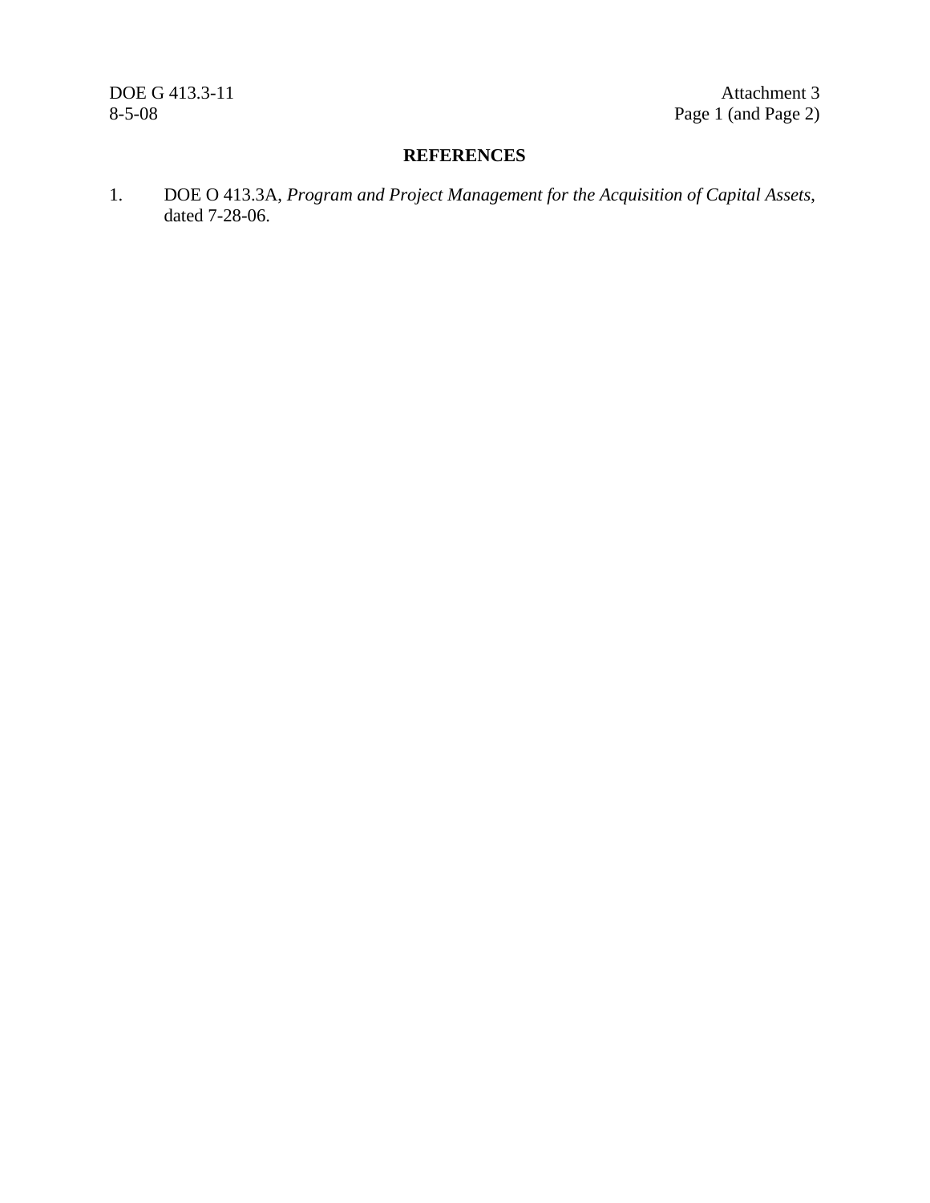## REFERENCES

1. DOE O 413.3A, *Program and Project Management for the Acquisition of Capital Assets*, dated 7-28-06.